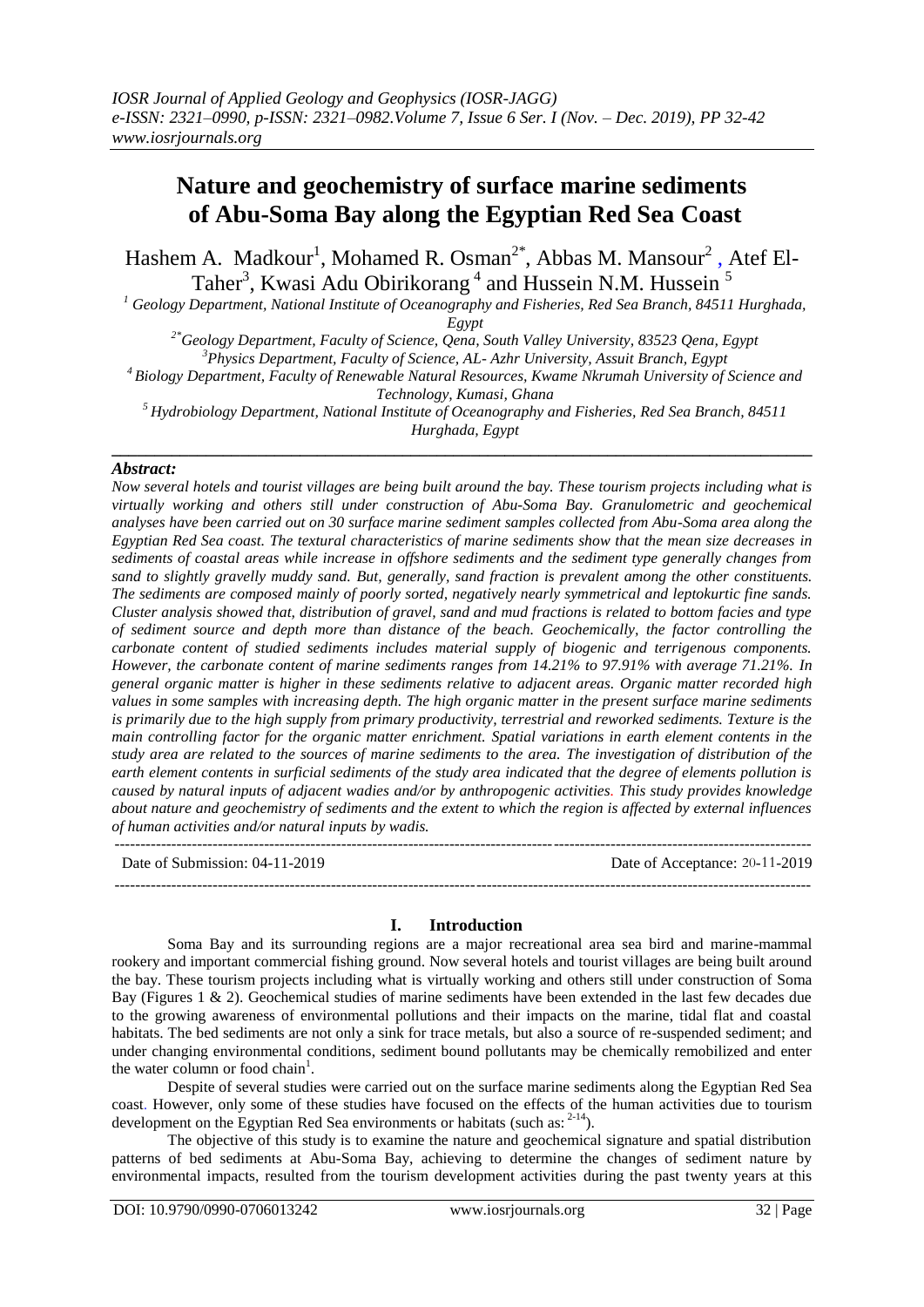# Nature and geochemistry of surface marine sediments of Abu-Soma Bay along the Egyptian Red Sea Coast

Hashem A. Madkour[1], Mohamed R. Osman[2*], Abbas M. Mansour[2], Atef El-Taher[3], Kwasi Adu Obirikorang[4] and Hussein N.M. Hussein[5]

[1] Geology Department, National Institute of Oceanography and Fisheries, Red Sea Branch, 84511 Hurghada, Egypt

[2*] Geology Department, Faculty of Science, Qena, South Valley University, 83523 Qena, Egypt

[3] Physics Department, Faculty of Science, AL- Azhr University, Assuit Branch, Egypt

[4] Biology Department, Faculty of Renewable Natural Resources, Kwame Nkrumah University of Science and Technology, Kumasi, Ghana

[5] Hydrobiology Department, National Institute of Oceanography and Fisheries, Red Sea Branch, 84511 Hurghada, Egypt

## *Abstract:*

*Now several hotels and tourist villages are being built around the bay. These tourism projects including what is virtually working and others still under construction of Abu-Soma Bay. Granulometric and geochemical analyses have been carried out on 30 surface marine sediment samples collected from Abu-Soma area along the Egyptian Red Sea coast. The textural characteristics of marine sediments show that the mean size decreases in sediments of coastal areas while increase in offshore sediments and the sediment type generally changes from sand to slightly gravelly muddy sand. But, generally, sand fraction is prevalent among the other constituents. The sediments are composed mainly of poorly sorted, negatively nearly symmetrical and leptokurtic fine sands. Cluster analysis showed that, distribution of gravel, sand and mud fractions is related to bottom facies and type of sediment source and depth more than distance of the beach. Geochemically, the factor controlling the carbonate content of studied sediments includes material supply of biogenic and terrigenous components. However, the carbonate content of marine sediments ranges from 14.21% to 97.91% with average 71.21%. In general organic matter is higher in these sediments relative to adjacent areas. Organic matter recorded high values in some samples with increasing depth. The high organic matter in the present surface marine sediments is primarily due to the high supply from primary productivity, terrestrial and reworked sediments. Texture is the main controlling factor for the organic matter enrichment. Spatial variations in earth element contents in the study area are related to the sources of marine sediments to the area. The investigation of distribution of the earth element contents in surficial sediments of the study area indicated that the degree of elements pollution is caused by natural inputs of adjacent wadies and/or by anthropogenic activities. This study provides knowledge about nature and geochemistry of sediments and the extent to which the region is affected by external influences of human activities and/or natural inputs by wadis.*

Date of Submission: 04-11-2019 | Date of Acceptance: 20-11-2019

## I. Introduction

Soma Bay and its surrounding regions are a major recreational area sea bird and marine-mammal rookery and important commercial fishing ground. Now several hotels and tourist villages are being built around the bay. These tourism projects including what is virtually working and others still under construction of Soma Bay (Figures 1 & 2). Geochemical studies of marine sediments have been extended in the last few decades due to the growing awareness of environmental pollutions and their impacts on the marine, tidal flat and coastal habitats. The bed sediments are not only a sink for trace metals, but also a source of re-suspended sediment; and under changing environmental conditions, sediment bound pollutants may be chemically remobilized and enter the water column or food chain[1].

Despite of several studies were carried out on the surface marine sediments along the Egyptian Red Sea coast. However, only some of these studies have focused on the effects of the human activities due to tourism development on the Egyptian Red Sea environments or habitats (such as: [2-14]).

The objective of this study is to examine the nature and geochemical signature and spatial distribution patterns of bed sediments at Abu-Soma Bay, achieving to determine the changes of sediment nature by environmental impacts, resulted from the tourism development activities during the past twenty years at this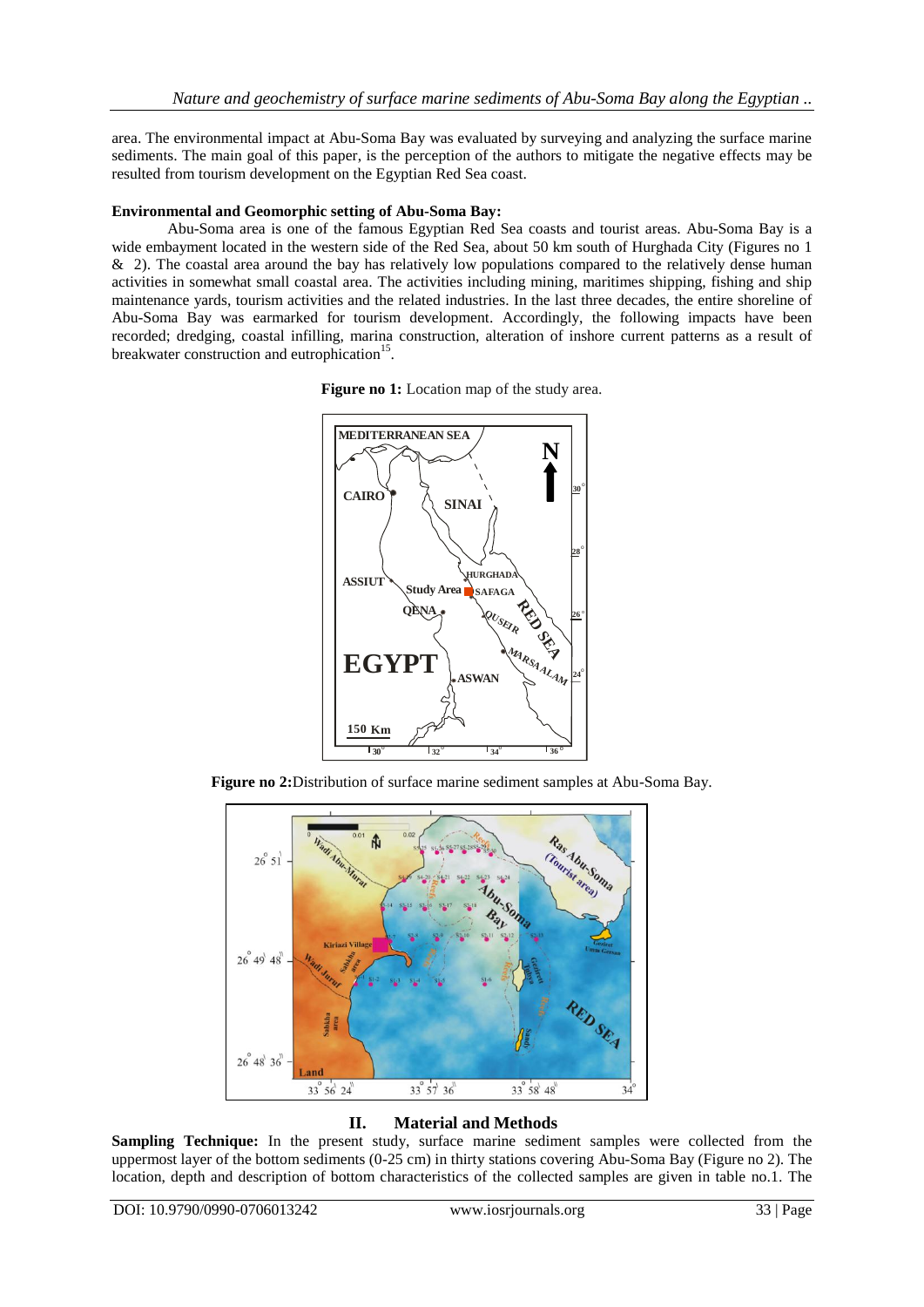area. The environmental impact at Abu-Soma Bay was evaluated by surveying and analyzing the surface marine sediments. The main goal of this paper, is the perception of the authors to mitigate the negative effects may be resulted from tourism development on the Egyptian Red Sea coast.

**Environmental and Geomorphic setting of Abu-Soma Bay:**

Abu-Soma area is one of the famous Egyptian Red Sea coasts and tourist areas. Abu-Soma Bay is a wide embayment located in the western side of the Red Sea, about 50 km south of Hurghada City (Figures no 1 & 2). The coastal area around the bay has relatively low populations compared to the relatively dense human activities in somewhat small coastal area. The activities including mining, maritimes shipping, fishing and ship maintenance yards, tourism activities and the related industries. In the last three decades, the entire shoreline of Abu-Soma Bay was earmarked for tourism development. Accordingly, the following impacts have been recorded; dredging, coastal infilling, marina construction, alteration of inshore current patterns as a result of breakwater construction and eutrophication[15].

**Figure no 1:** Location map of the study area.

**Figure no 2:** Distribution of surface marine sediment samples at Abu-Soma Bay.

## II. Material and Methods

**Sampling Technique:** In the present study, surface marine sediment samples were collected from the uppermost layer of the bottom sediments (0-25 cm) in thirty stations covering Abu-Soma Bay (Figure no 2). The location, depth and description of bottom characteristics of the collected samples are given in table no.1. The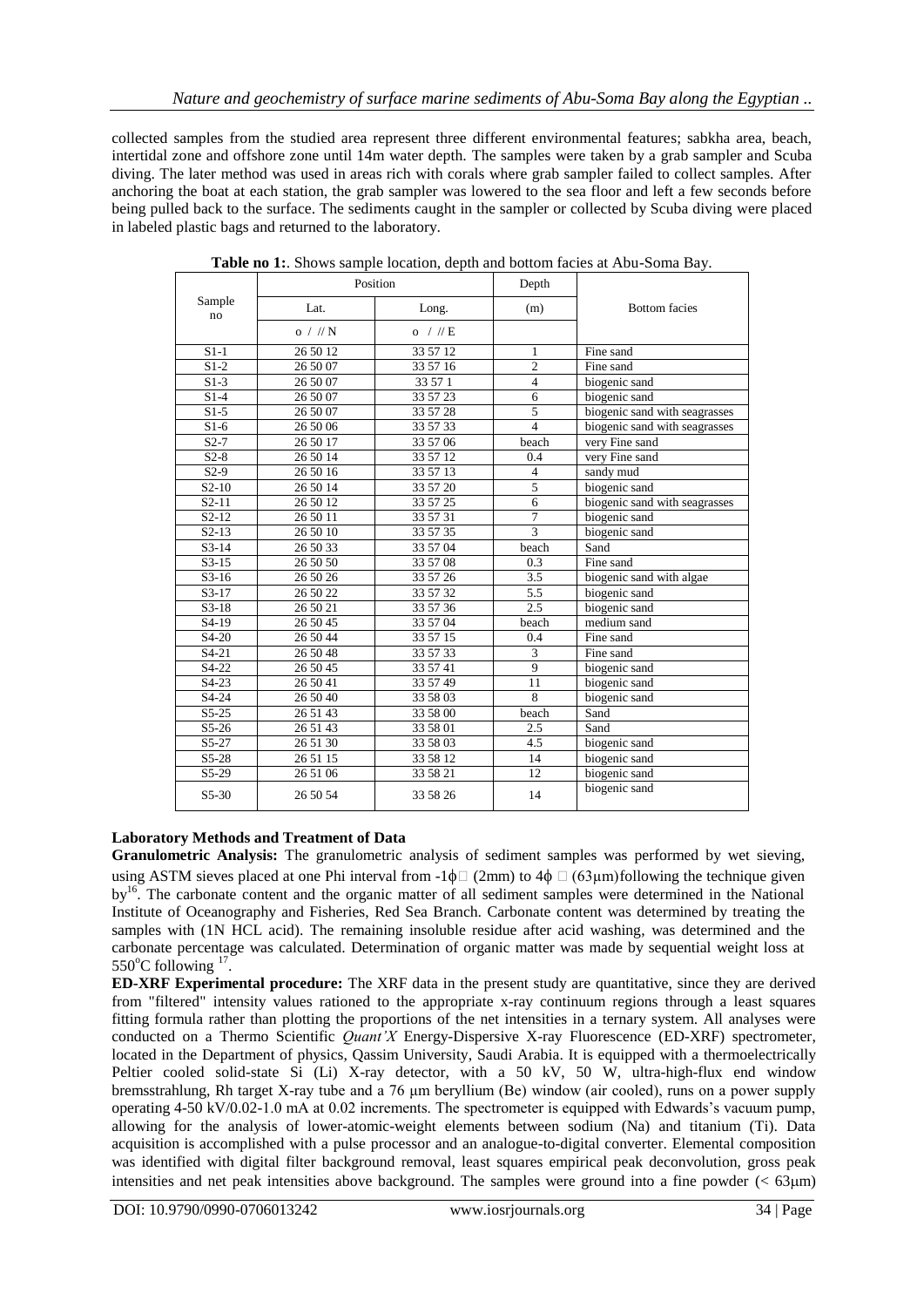collected samples from the studied area represent three different environmental features; sabkha area, beach, intertidal zone and offshore zone until 14m water depth. The samples were taken by a grab sampler and Scuba diving. The later method was used in areas rich with corals where grab sampler failed to collect samples. After anchoring the boat at each station, the grab sampler was lowered to the sea floor and left a few seconds before being pulled back to the surface. The sediments caught in the sampler or collected by Scuba diving were placed in labeled plastic bags and returned to the laboratory.

**Table no 1:**. Shows sample location, depth and bottom facies at Abu-Soma Bay.

| Sample no | Position | | Depth | Bottom facies |
|---|---|---|---|---|
| | Lat. | Long. | (m) | |
| | o / // N | o / // E | | |
| S1-1 | 26 50 12 | 33 57 12 | 1 | Fine sand |
| S1-2 | 26 50 07 | 33 57 16 | 2 | Fine sand |
| S1-3 | 26 50 07 | 33 57 1 | 4 | biogenic sand |
| S1-4 | 26 50 07 | 33 57 23 | 6 | biogenic sand |
| S1-5 | 26 50 07 | 33 57 28 | 5 | biogenic sand with seagrasses |
| S1-6 | 26 50 06 | 33 57 33 | 4 | biogenic sand with seagrasses |
| S2-7 | 26 50 17 | 33 57 06 | beach | very Fine sand |
| S2-8 | 26 50 14 | 33 57 12 | 0.4 | very Fine sand |
| S2-9 | 26 50 16 | 33 57 13 | 4 | sandy mud |
| S2-10 | 26 50 14 | 33 57 20 | 5 | biogenic sand |
| S2-11 | 26 50 12 | 33 57 25 | 6 | biogenic sand with seagrasses |
| S2-12 | 26 50 11 | 33 57 31 | 7 | biogenic sand |
| S2-13 | 26 50 10 | 33 57 35 | 3 | biogenic sand |
| S3-14 | 26 50 33 | 33 57 04 | beach | Sand |
| S3-15 | 26 50 50 | 33 57 08 | 0.3 | Fine sand |
| S3-16 | 26 50 26 | 33 57 26 | 3.5 | biogenic sand with algae |
| S3-17 | 26 50 22 | 33 57 32 | 5.5 | biogenic sand |
| S3-18 | 26 50 21 | 33 57 36 | 2.5 | biogenic sand |
| S4-19 | 26 50 45 | 33 57 04 | beach | medium sand |
| S4-20 | 26 50 44 | 33 57 15 | 0.4 | Fine sand |
| S4-21 | 26 50 48 | 33 57 33 | 3 | Fine sand |
| S4-22 | 26 50 45 | 33 57 41 | 9 | biogenic sand |
| S4-23 | 26 50 41 | 33 57 49 | 11 | biogenic sand |
| S4-24 | 26 50 40 | 33 58 03 | 8 | biogenic sand |
| S5-25 | 26 51 43 | 33 58 00 | beach | Sand |
| S5-26 | 26 51 43 | 33 58 01 | 2.5 | Sand |
| S5-27 | 26 51 30 | 33 58 03 | 4.5 | biogenic sand |
| S5-28 | 26 51 15 | 33 58 12 | 14 | biogenic sand |
| S5-29 | 26 51 06 | 33 58 21 | 12 | biogenic sand |
| S5-30 | 26 50 54 | 33 58 26 | 14 | biogenic sand |

### Laboratory Methods and Treatment of Data

**Granulometric Analysis:** The granulometric analysis of sediment samples was performed by wet sieving, using ASTM sieves placed at one Phi interval from $-1\phi$ (2mm) to $4\phi$ (63µm)following the technique given by[16]. The carbonate content and the organic matter of all sediment samples were determined in the National Institute of Oceanography and Fisheries, Red Sea Branch. Carbonate content was determined by treating the samples with (1N HCL acid). The remaining insoluble residue after acid washing, was determined and the carbonate percentage was calculated. Determination of organic matter was made by sequential weight loss at 550°C following [17].

**ED-XRF Experimental procedure:** The XRF data in the present study are quantitative, since they are derived from "filtered" intensity values rationed to the appropriate x-ray continuum regions through a least squares fitting formula rather than plotting the proportions of the net intensities in a ternary system. All analyses were conducted on a Thermo Scientific *Quant'X* Energy-Dispersive X-ray Fluorescence (ED-XRF) spectrometer, located in the Department of physics, Qassim University, Saudi Arabia. It is equipped with a thermoelectrically Peltier cooled solid-state Si (Li) X-ray detector, with a 50 kV, 50 W, ultra-high-flux end window bremsstrahlung, Rh target X-ray tube and a 76 µm beryllium (Be) window (air cooled), runs on a power supply operating 4-50 kV/0.02-1.0 mA at 0.02 increments. The spectrometer is equipped with Edwards's vacuum pump, allowing for the analysis of lower-atomic-weight elements between sodium (Na) and titanium (Ti). Data acquisition is accomplished with a pulse processor and an analogue-to-digital converter. Elemental composition was identified with digital filter background removal, least squares empirical peak deconvolution, gross peak intensities and net peak intensities above background. The samples were ground into a fine powder (< 63µm)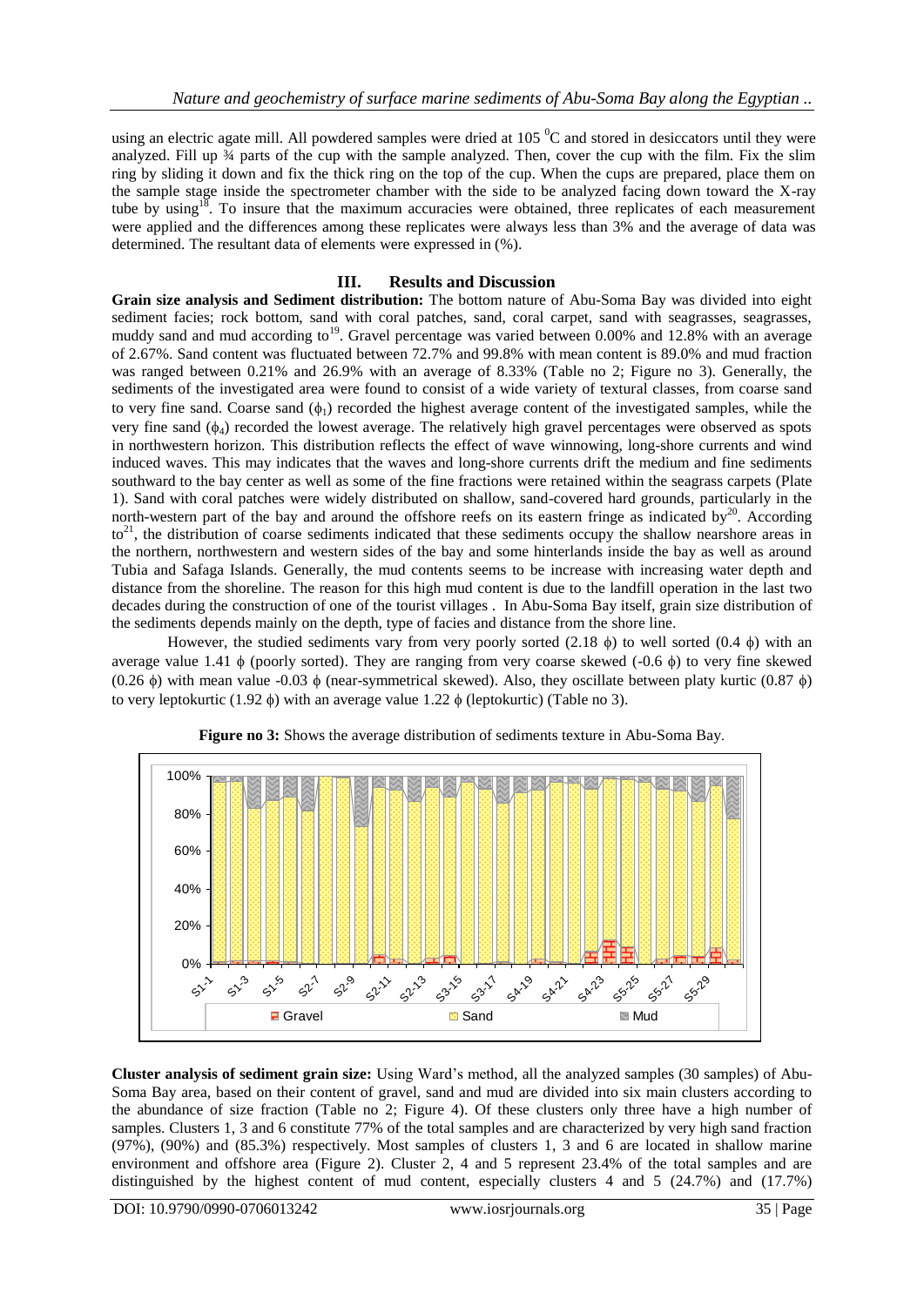using an electric agate mill. All powdered samples were dried at 105 $^0$C and stored in desiccators until they were analyzed. Fill up ¾ parts of the cup with the sample analyzed. Then, cover the cup with the film. Fix the slim ring by sliding it down and fix the thick ring on the top of the cup. When the cups are prepared, place them on the sample stage inside the spectrometer chamber with the side to be analyzed facing down toward the X-ray tube by using[18]. To insure that the maximum accuracies were obtained, three replicates of each measurement were applied and the differences among these replicates were always less than 3% and the average of data was determined. The resultant data of elements were expressed in (%).

## III. Results and Discussion

**Grain size analysis and Sediment distribution:** The bottom nature of Abu-Soma Bay was divided into eight sediment facies; rock bottom, sand with coral patches, sand, coral carpet, sand with seagrasses, seagrasses, muddy sand and mud according to[19]. Gravel percentage was varied between 0.00% and 12.8% with an average of 2.67%. Sand content was fluctuated between 72.7% and 99.8% with mean content is 89.0% and mud fraction was ranged between 0.21% and 26.9% with an average of 8.33% (Table no 2; Figure no 3). Generally, the sediments of the investigated area were found to consist of a wide variety of textural classes, from coarse sand to very fine sand. Coarse sand ($\phi_1$) recorded the highest average content of the investigated samples, while the very fine sand ($\phi_4$) recorded the lowest average. The relatively high gravel percentages were observed as spots in northwestern horizon. This distribution reflects the effect of wave winnowing, long-shore currents and wind induced waves. This may indicates that the waves and long-shore currents drift the medium and fine sediments southward to the bay center as well as some of the fine fractions were retained within the seagrass carpets (Plate 1). Sand with coral patches were widely distributed on shallow, sand-covered hard grounds, particularly in the north-western part of the bay and around the offshore reefs on its eastern fringe as indicated by[20]. According to[21], the distribution of coarse sediments indicated that these sediments occupy the shallow nearshore areas in the northern, northwestern and western sides of the bay and some hinterlands inside the bay as well as around Tubia and Safaga Islands. Generally, the mud contents seems to be increase with increasing water depth and distance from the shoreline. The reason for this high mud content is due to the landfill operation in the last two decades during the construction of one of the tourist villages . In Abu-Soma Bay itself, grain size distribution of the sediments depends mainly on the depth, type of facies and distance from the shore line.

However, the studied sediments vary from very poorly sorted (2.18 ϕ) to well sorted (0.4 ϕ) with an average value 1.41 ϕ (poorly sorted). They are ranging from very coarse skewed (-0.6 ϕ) to very fine skewed (0.26 ϕ) with mean value -0.03 ϕ (near-symmetrical skewed). Also, they oscillate between platy kurtic (0.87 ϕ) to very leptokurtic (1.92 ϕ) with an average value 1.22 ϕ (leptokurtic) (Table no 3).

**Figure no 3:** Shows the average distribution of sediments texture in Abu-Soma Bay.

**Cluster analysis of sediment grain size:** Using Ward's method, all the analyzed samples (30 samples) of Abu-Soma Bay area, based on their content of gravel, sand and mud are divided into six main clusters according to the abundance of size fraction (Table no 2; Figure 4). Of these clusters only three have a high number of samples. Clusters 1, 3 and 6 constitute 77% of the total samples and are characterized by very high sand fraction (97%), (90%) and (85.3%) respectively. Most samples of clusters 1, 3 and 6 are located in shallow marine environment and offshore area (Figure 2). Cluster 2, 4 and 5 represent 23.4% of the total samples and are distinguished by the highest content of mud content, especially clusters 4 and 5 (24.7%) and (17.7%)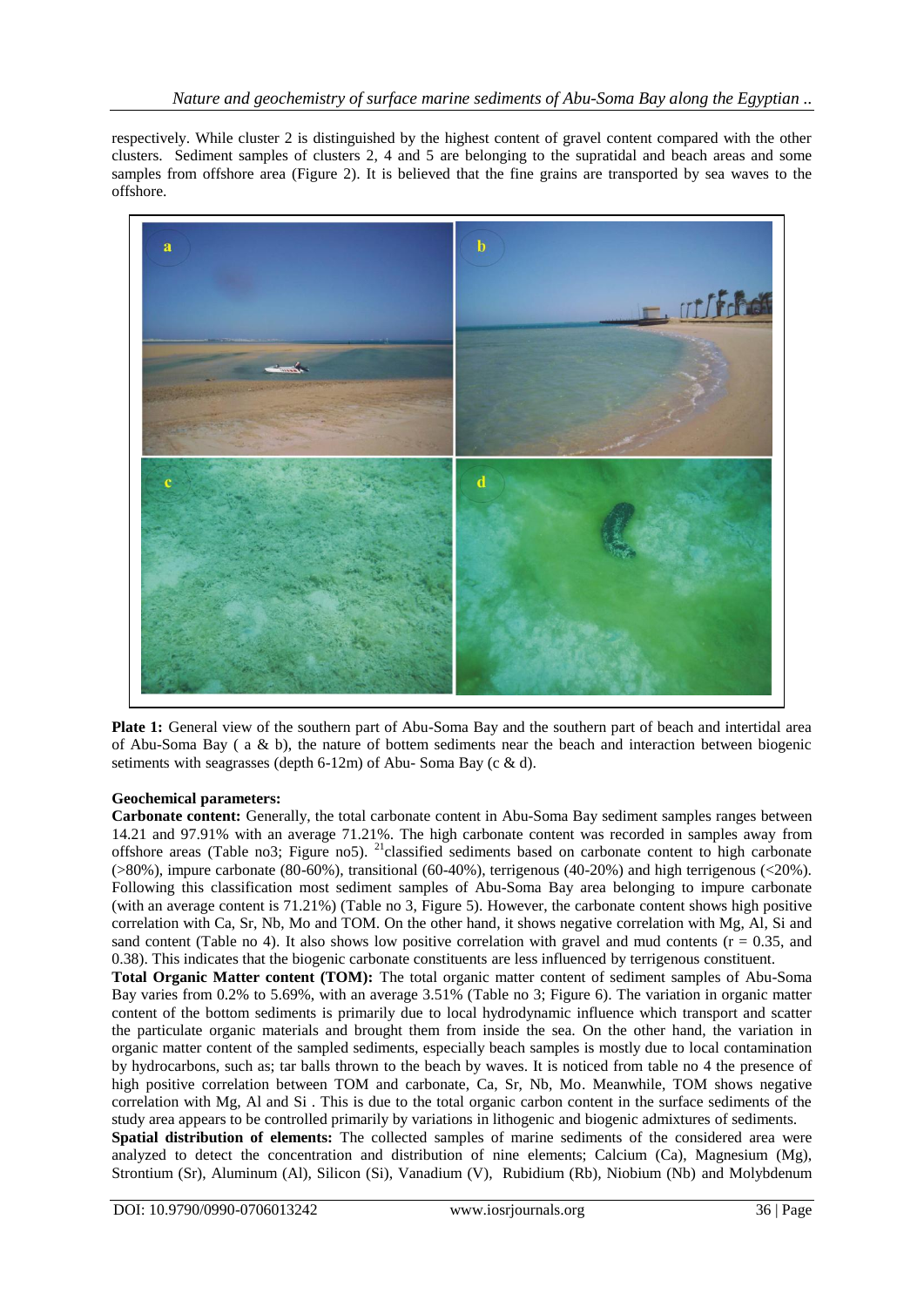respectively. While cluster 2 is distinguished by the highest content of gravel content compared with the other clusters. Sediment samples of clusters 2, 4 and 5 are belonging to the supratidal and beach areas and some samples from offshore area (Figure 2). It is believed that the fine grains are transported by sea waves to the offshore.

**Plate 1:** General view of the southern part of Abu-Soma Bay and the southern part of beach and intertidal area of Abu-Soma Bay ( a & b), the nature of bottem sediments near the beach and interaction between biogenic setiments with seagrasses (depth 6-12m) of Abu- Soma Bay (c & d).

**Geochemical parameters:**

**Carbonate content:** Generally, the total carbonate content in Abu-Soma Bay sediment samples ranges between 14.21 and 97.91% with an average 71.21%. The high carbonate content was recorded in samples away from offshore areas (Table no3; Figure no5). [21]classified sediments based on carbonate content to high carbonate (>80%), impure carbonate (80-60%), transitional (60-40%), terrigenous (40-20%) and high terrigenous (<20%). Following this classification most sediment samples of Abu-Soma Bay area belonging to impure carbonate (with an average content is 71.21%) (Table no 3, Figure 5). However, the carbonate content shows high positive correlation with Ca, Sr, Nb, Mo and TOM. On the other hand, it shows negative correlation with Mg, Al, Si and sand content (Table no 4). It also shows low positive correlation with gravel and mud contents ($r = 0.35$, and 0.38). This indicates that the biogenic carbonate constituents are less influenced by terrigenous constituent.

**Total Organic Matter content (TOM):** The total organic matter content of sediment samples of Abu-Soma Bay varies from 0.2% to 5.69%, with an average 3.51% (Table no 3; Figure 6). The variation in organic matter content of the bottom sediments is primarily due to local hydrodynamic influence which transport and scatter the particulate organic materials and brought them from inside the sea. On the other hand, the variation in organic matter content of the sampled sediments, especially beach samples is mostly due to local contamination by hydrocarbons, such as; tar balls thrown to the beach by waves. It is noticed from table no 4 the presence of high positive correlation between TOM and carbonate, Ca, Sr, Nb, Mo. Meanwhile, TOM shows negative correlation with Mg, Al and Si . This is due to the total organic carbon content in the surface sediments of the study area appears to be controlled primarily by variations in lithogenic and biogenic admixtures of sediments.

**Spatial distribution of elements:** The collected samples of marine sediments of the considered area were analyzed to detect the concentration and distribution of nine elements; Calcium (Ca), Magnesium (Mg), Strontium (Sr), Aluminum (Al), Silicon (Si), Vanadium (V), Rubidium (Rb), Niobium (Nb) and Molybdenum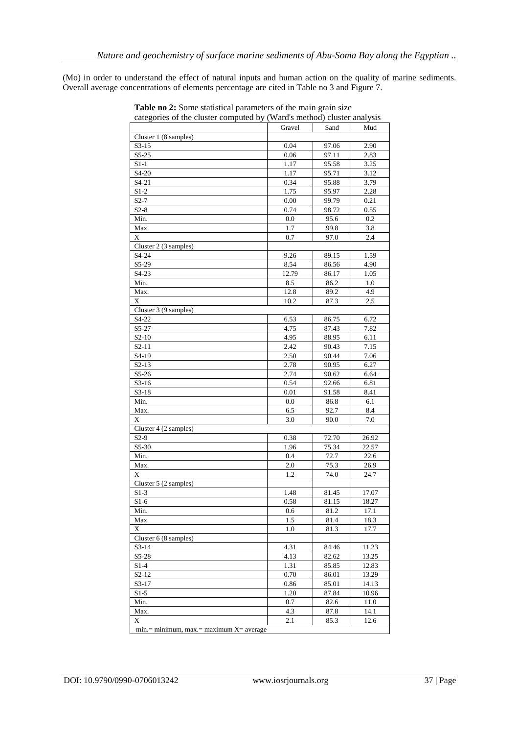(Mo) in order to understand the effect of natural inputs and human action on the quality of marine sediments. Overall average concentrations of elements percentage are cited in Table no 3 and Figure 7.

**Table no 2:** Some statistical parameters of the main grain size categories of the cluster computed by (Ward's method) cluster analysis

| | Gravel | Sand | Mud |
|---|---|---|---|
| Cluster 1 (8 samples) | | | |
| S3-15 | 0.04 | 97.06 | 2.90 |
| S5-25 | 0.06 | 97.11 | 2.83 |
| S1-1 | 1.17 | 95.58 | 3.25 |
| S4-20 | 1.17 | 95.71 | 3.12 |
| S4-21 | 0.34 | 95.88 | 3.79 |
| S1-2 | 1.75 | 95.97 | 2.28 |
| S2-7 | 0.00 | 99.79 | 0.21 |
| S2-8 | 0.74 | 98.72 | 0.55 |
| Min. | 0.0 | 95.6 | 0.2 |
| Max. | 1.7 | 99.8 | 3.8 |
| X | 0.7 | 97.0 | 2.4 |
| Cluster 2 (3 samples) | | | |
| S4-24 | 9.26 | 89.15 | 1.59 |
| S5-29 | 8.54 | 86.56 | 4.90 |
| S4-23 | 12.79 | 86.17 | 1.05 |
| Min. | 8.5 | 86.2 | 1.0 |
| Max. | 12.8 | 89.2 | 4.9 |
| X | 10.2 | 87.3 | 2.5 |
| Cluster 3 (9 samples) | | | |
| S4-22 | 6.53 | 86.75 | 6.72 |
| S5-27 | 4.75 | 87.43 | 7.82 |
| S2-10 | 4.95 | 88.95 | 6.11 |
| S2-11 | 2.42 | 90.43 | 7.15 |
| S4-19 | 2.50 | 90.44 | 7.06 |
| S2-13 | 2.78 | 90.95 | 6.27 |
| S5-26 | 2.74 | 90.62 | 6.64 |
| S3-16 | 0.54 | 92.66 | 6.81 |
| S3-18 | 0.01 | 91.58 | 8.41 |
| Min. | 0.0 | 86.8 | 6.1 |
| Max. | 6.5 | 92.7 | 8.4 |
| X | 3.0 | 90.0 | 7.0 |
| Cluster 4 (2 samples) | | | |
| S2-9 | 0.38 | 72.70 | 26.92 |
| S5-30 | 1.96 | 75.34 | 22.57 |
| Min. | 0.4 | 72.7 | 22.6 |
| Max. | 2.0 | 75.3 | 26.9 |
| X | 1.2 | 74.0 | 24.7 |
| Cluster 5 (2 samples) | | | |
| S1-3 | 1.48 | 81.45 | 17.07 |
| S1-6 | 0.58 | 81.15 | 18.27 |
| Min. | 0.6 | 81.2 | 17.1 |
| Max. | 1.5 | 81.4 | 18.3 |
| X | 1.0 | 81.3 | 17.7 |
| Cluster 6 (8 samples) | | | |
| S3-14 | 4.31 | 84.46 | 11.23 |
| S5-28 | 4.13 | 82.62 | 13.25 |
| S1-4 | 1.31 | 85.85 | 12.83 |
| S2-12 | 0.70 | 86.01 | 13.29 |
| S3-17 | 0.86 | 85.01 | 14.13 |
| S1-5 | 1.20 | 87.84 | 10.96 |
| Min. | 0.7 | 82.6 | 11.0 |
| Max. | 4.3 | 87.8 | 14.1 |
| X | 2.1 | 85.3 | 12.6 |

min.= minimum, max.= maximum X= average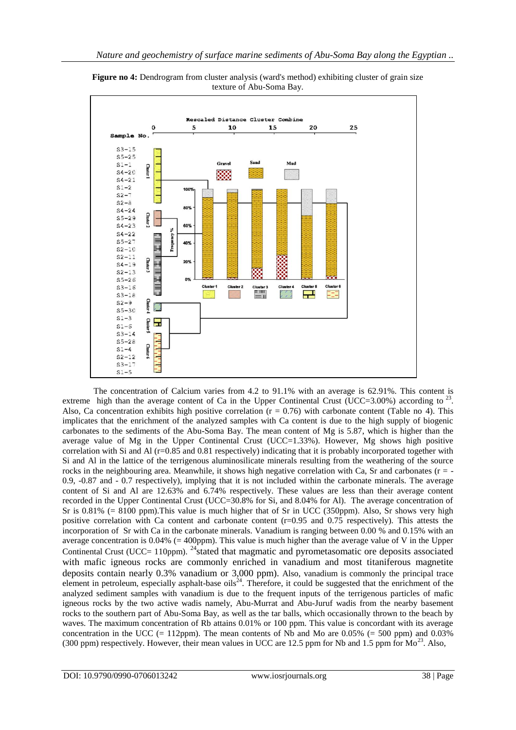**Figure no 4:** Dendrogram from cluster analysis (ward's method) exhibiting cluster of grain size texture of Abu-Soma Bay.

The concentration of Calcium varies from 4.2 to 91.1% with an average is 62.91%. This content is extreme high than the average content of Ca in the Upper Continental Crust (UCC=3.00%) according to [23]. Also, Ca concentration exhibits high positive correlation ($r = 0.76$) with carbonate content (Table no 4). This implicates that the enrichment of the analyzed samples with Ca content is due to the high supply of biogenic carbonates to the sediments of the Abu-Soma Bay. The mean content of Mg is 5.87, which is higher than the average value of Mg in the Upper Continental Crust (UCC=1.33%). However, Mg shows high positive correlation with Si and Al (r=0.85 and 0.81 respectively) indicating that it is probably incorporated together with Si and Al in the lattice of the terrigenous aluminosilicate minerals resulting from the weathering of the source rocks in the neighbouring area. Meanwhile, it shows high negative correlation with Ca, Sr and carbonates ($r = -0.9$, $-0.87$ and $-0.7$ respectively), implying that it is not included within the carbonate minerals. The average content of Si and Al are 12.63% and 6.74% respectively. These values are less than their average content recorded in the Upper Continental Crust (UCC=30.8% for Si, and 8.04% for Al). The average concentration of Sr is 0.81% (= 8100 ppm).This value is much higher that of Sr in UCC (350ppm). Also, Sr shows very high positive correlation with Ca content and carbonate content (r=0.95 and 0.75 respectively). This attests the incorporation of Sr with Ca in the carbonate minerals. Vanadium is ranging between 0.00 % and 0.15% with an average concentration is 0.04% (= 400ppm). This value is much higher than the average value of V in the Upper Continental Crust (UCC= 110ppm). [24]stated that magmatic and pyrometasomatic ore deposits associated with mafic igneous rocks are commonly enriched in vanadium and most titaniferous magnetite deposits contain nearly 0.3% vanadium or 3,000 ppm). Also, vanadium is commonly the principal trace element in petroleum, especially asphalt-base oils[24]. Therefore, it could be suggested that the enrichment of the analyzed sediment samples with vanadium is due to the frequent inputs of the terrigenous particles of mafic igneous rocks by the two active wadis namely, Abu-Murrat and Abu-Juruf wadis from the nearby basement rocks to the southern part of Abu-Soma Bay, as well as the tar balls, which occasionally thrown to the beach by waves. The maximum concentration of Rb attains 0.01% or 100 ppm. This value is concordant with its average concentration in the UCC (= 112ppm). The mean contents of Nb and Mo are 0.05% (= 500 ppm) and 0.03% (300 ppm) respectively. However, their mean values in UCC are 12.5 ppm for Nb and 1.5 ppm for Mo[23]. Also,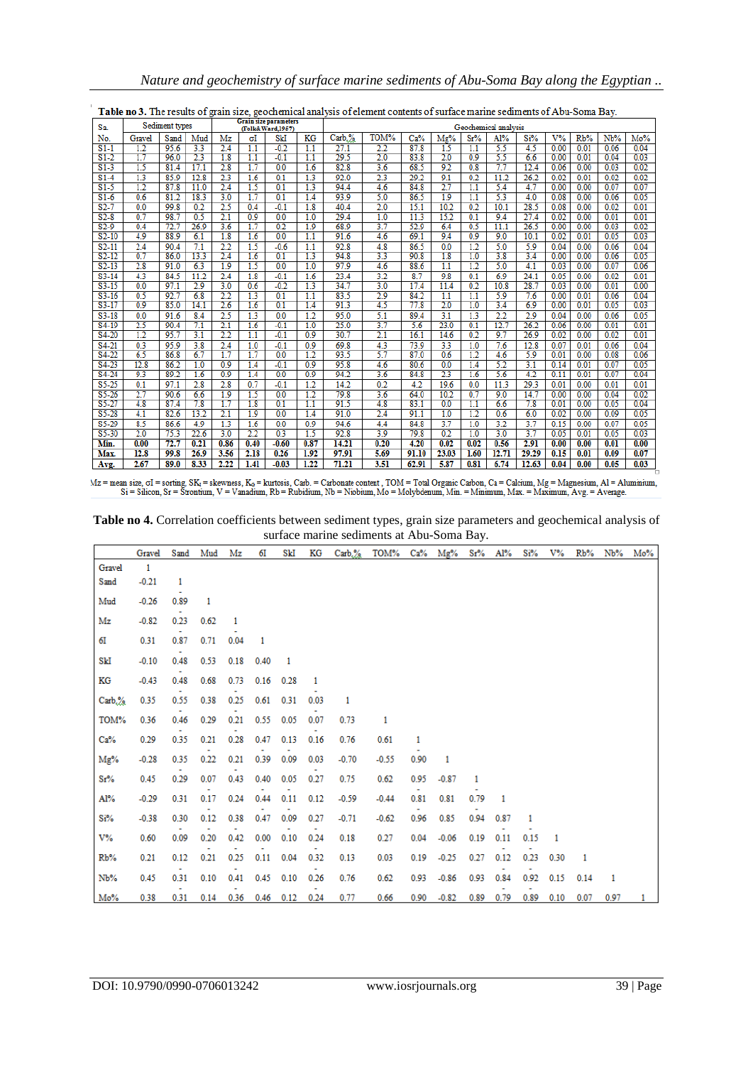**Table no 3.** The results of grain size, geochemical analysis of element contents of surface marine sediments of Abu-Soma Bay.

| Sa. | Sediment types | | | Grain size parameters (Folk&Ward,1957) | | | | Geochemical analysis | | | | | | | | | | | |
|---|---|---|---|---|---|---|---|---|---|---|---|---|---|---|---|---|---|---|---|
| No. | Gravel | Sand | Mud | Mz | σI | SkI | KG | Carb.% | TOM% | Ca% | Mg% | Sr% | Al% | Si% | V% | Rb% | Nb% | Mo% |
| S1-1 | 1.2 | 95.6 | 3.3 | 2.4 | 1.1 | -0.2 | 1.1 | 27.1 | 2.2 | 87.8 | 1.5 | 1.1 | 5.5 | 4.5 | 0.00 | 0.01 | 0.06 | 0.04 |
| S1-2 | 1.7 | 96.0 | 2.3 | 1.8 | 1.1 | -0.1 | 1.1 | 29.5 | 2.0 | 83.8 | 2.0 | 0.9 | 5.5 | 6.6 | 0.00 | 0.01 | 0.04 | 0.03 |
| S1-3 | 1.5 | 81.4 | 17.1 | 2.8 | 1.7 | 0.0 | 1.6 | 82.8 | 3.6 | 68.5 | 9.2 | 0.8 | 7.7 | 12.4 | 0.06 | 0.00 | 0.03 | 0.02 |
| S1-4 | 1.3 | 85.9 | 12.8 | 2.3 | 1.6 | 0.1 | 1.3 | 92.0 | 2.3 | 29.2 | 9.1 | 0.2 | 11.2 | 26.2 | 0.02 | 0.01 | 0.02 | 0.02 |
| S1-5 | 1.2 | 87.8 | 11.0 | 2.4 | 1.5 | 0.1 | 1.3 | 94.4 | 4.6 | 84.8 | 2.7 | 1.1 | 5.4 | 4.7 | 0.00 | 0.00 | 0.07 | 0.07 |
| S1-6 | 0.6 | 81.2 | 18.3 | 3.0 | 1.7 | 0.1 | 1.4 | 93.9 | 5.0 | 86.5 | 1.9 | 1.1 | 5.3 | 4.0 | 0.08 | 0.00 | 0.06 | 0.05 |
| S2-7 | 0.0 | 99.8 | 0.2 | 2.5 | 0.4 | -0.1 | 1.8 | 40.4 | 2.0 | 15.1 | 10.2 | 0.2 | 10.1 | 28.5 | 0.08 | 0.00 | 0.02 | 0.01 |
| S2-8 | 0.7 | 98.7 | 0.5 | 2.1 | 0.9 | 0.0 | 1.0 | 29.4 | 1.0 | 11.3 | 15.2 | 0.1 | 9.4 | 27.4 | 0.02 | 0.00 | 0.01 | 0.01 |
| S2-9 | 0.4 | 72.7 | 26.9 | 3.6 | 1.7 | 0.2 | 1.9 | 68.9 | 3.7 | 52.9 | 6.4 | 0.5 | 11.1 | 26.5 | 0.00 | 0.00 | 0.03 | 0.02 |
| S2-10 | 4.9 | 88.9 | 6.1 | 1.8 | 1.6 | 0.0 | 1.1 | 91.6 | 4.6 | 69.1 | 9.4 | 0.9 | 9.0 | 10.1 | 0.02 | 0.01 | 0.05 | 0.03 |
| S2-11 | 2.4 | 90.4 | 7.1 | 2.2 | 1.5 | -0.6 | 1.1 | 92.8 | 4.8 | 86.5 | 0.0 | 1.2 | 5.0 | 5.9 | 0.04 | 0.00 | 0.06 | 0.04 |
| S2-12 | 0.7 | 86.0 | 13.3 | 2.4 | 1.6 | 0.1 | 1.3 | 94.8 | 3.3 | 90.8 | 1.8 | 1.0 | 3.8 | 3.4 | 0.00 | 0.00 | 0.06 | 0.05 |
| S2-13 | 2.8 | 91.0 | 6.3 | 1.9 | 1.5 | 0.0 | 1.0 | 97.9 | 4.6 | 88.6 | 1.1 | 1.2 | 5.0 | 4.1 | 0.03 | 0.00 | 0.07 | 0.06 |
| S3-14 | 4.3 | 84.5 | 11.2 | 2.4 | 1.8 | -0.1 | 1.6 | 23.4 | 3.2 | 8.7 | 9.8 | 0.1 | 6.9 | 24.1 | 0.05 | 0.00 | 0.02 | 0.01 |
| S3-15 | 0.0 | 97.1 | 2.9 | 3.0 | 0.6 | -0.2 | 1.3 | 34.7 | 3.0 | 17.4 | 11.4 | 0.2 | 10.8 | 28.7 | 0.03 | 0.00 | 0.01 | 0.00 |
| S3-16 | 0.5 | 92.7 | 6.8 | 2.2 | 1.3 | 0.1 | 1.1 | 83.5 | 2.9 | 84.2 | 1.1 | 1.1 | 5.9 | 7.6 | 0.00 | 0.01 | 0.06 | 0.04 |
| S3-17 | 0.9 | 85.0 | 14.1 | 2.6 | 1.6 | 0.1 | 1.4 | 91.3 | 4.5 | 77.8 | 2.0 | 1.0 | 3.4 | 6.9 | 0.00 | 0.01 | 0.05 | 0.03 |
| S3-18 | 0.0 | 91.6 | 8.4 | 2.5 | 1.3 | 0.0 | 1.2 | 95.0 | 5.1 | 89.4 | 3.1 | 1.3 | 2.2 | 2.9 | 0.04 | 0.00 | 0.06 | 0.05 |
| S4-19 | 2.5 | 90.4 | 7.1 | 2.1 | 1.6 | -0.1 | 1.0 | 25.0 | 3.7 | 5.6 | 23.0 | 0.1 | 12.7 | 26.2 | 0.06 | 0.00 | 0.01 | 0.01 |
| S4-20 | 1.2 | 95.7 | 3.1 | 2.2 | 1.1 | -0.1 | 0.9 | 30.7 | 2.1 | 16.1 | 14.6 | 0.2 | 9.7 | 26.9 | 0.02 | 0.00 | 0.02 | 0.01 |
| S4-21 | 0.3 | 95.9 | 3.8 | 2.4 | 1.0 | -0.1 | 0.9 | 69.8 | 4.3 | 73.9 | 3.3 | 1.0 | 7.6 | 12.8 | 0.07 | 0.01 | 0.06 | 0.04 |
| S4-22 | 6.5 | 86.8 | 6.7 | 1.7 | 1.7 | 0.0 | 1.2 | 93.5 | 5.7 | 87.0 | 0.6 | 1.2 | 4.6 | 5.9 | 0.01 | 0.00 | 0.08 | 0.06 |
| S4-23 | 12.8 | 86.2 | 1.0 | 0.9 | 1.4 | -0.1 | 0.9 | 95.8 | 4.6 | 80.6 | 0.0 | 1.4 | 5.2 | 3.1 | 0.14 | 0.01 | 0.07 | 0.05 |
| S4-24 | 9.3 | 89.2 | 1.6 | 0.9 | 1.4 | 0.0 | 0.9 | 94.2 | 3.6 | 84.8 | 2.3 | 1.6 | 5.6 | 4.2 | 0.11 | 0.01 | 0.07 | 0.04 |
| S5-25 | 0.1 | 97.1 | 2.8 | 2.8 | 0.7 | -0.1 | 1.2 | 14.2 | 0.2 | 4.2 | 19.6 | 0.0 | 11.3 | 29.3 | 0.01 | 0.00 | 0.01 | 0.01 |
| S5-26 | 2.7 | 90.6 | 6.6 | 1.9 | 1.5 | 0.0 | 1.2 | 79.8 | 3.6 | 64.0 | 10.2 | 0.7 | 9.0 | 14.7 | 0.00 | 0.00 | 0.04 | 0.02 |
| S5-27 | 4.8 | 87.4 | 7.8 | 1.7 | 1.8 | 0.1 | 1.1 | 91.5 | 4.8 | 83.1 | 0.0 | 1.1 | 6.6 | 7.8 | 0.01 | 0.00 | 0.05 | 0.04 |
| S5-28 | 4.1 | 82.6 | 13.2 | 2.1 | 1.9 | 0.0 | 1.4 | 91.0 | 2.4 | 91.1 | 1.0 | 1.2 | 0.6 | 6.0 | 0.02 | 0.00 | 0.09 | 0.05 |
| S5-29 | 8.5 | 86.6 | 4.9 | 1.3 | 1.6 | 0.0 | 0.9 | 94.6 | 4.4 | 84.8 | 3.7 | 1.0 | 3.2 | 3.7 | 0.15 | 0.00 | 0.07 | 0.05 |
| S5-30 | 2.0 | 75.3 | 22.6 | 3.0 | 2.2 | 0.3 | 1.5 | 92.8 | 3.9 | 79.8 | 0.2 | 1.0 | 3.0 | 3.7 | 0.05 | 0.01 | 0.05 | 0.03 |
| **Min.** | **0.00** | **72.7** | **0.21** | **0.86** | **0.40** | **-0.60** | **0.87** | **14.21** | **0.20** | **4.20** | **0.02** | **0.02** | **0.56** | **2.91** | **0.00** | **0.00** | **0.01** | **0.00** |
| **Max.** | **12.8** | **99.8** | **26.9** | **3.56** | **2.18** | **0.26** | **1.92** | **97.91** | **5.69** | **91.10** | **23.03** | **1.60** | **12.71** | **29.29** | **0.15** | **0.01** | **0.09** | **0.07** |
| **Avg.** | **2.67** | **89.0** | **8.33** | **2.22** | **1.41** | **-0.03** | **1.22** | **71.21** | **3.51** | **62.91** | **5.87** | **0.81** | **6.74** | **12.63** | **0.04** | **0.00** | **0.05** | **0.03** |

Mz = mean size, σI = sorting, $SK_I$ = skewness, $K_G$ = kurtosis, Carb. = Carbonate content , TOM = Total Organic Carbon, Ca = Calcium, Mg = Magnesium, Al = Aluminium, Si = Silicon, Sr = Strontium, V = Vanadium, Rb = Rubidium, Nb = Niobium, Mo = Molybdenum, Min. = Minimum, Max. = Maximum, Avg. = Average.

**Table no 4.** Correlation coefficients between sediment types, grain size parameters and geochemical analysis of surface marine sediments at Abu-Soma Bay.

| | Gravel | Sand | Mud | Mz | σI | SkI | KG | Carb.% | TOM% | Ca% | Mg% | Sr% | Al% | Si% | V% | Rb% | Nb% | Mo% |
|---|---|---|---|---|---|---|---|---|---|---|---|---|---|---|---|---|---|---|
| Gravel | 1 | | | | | | | | | | | | | | | | | |
| Sand | -0.21 | 1 | | | | | | | | | | | | | | | | |
| Mud | -0.26 | -0.89 | 1 | | | | | | | | | | | | | | | |
| Mz | -0.82 | 0.23 | 0.62 | 1 | | | | | | | | | | | | | | |
| σI | 0.31 | -0.87 | 0.71 | 0.04 | 1 | | | | | | | | | | | | | |
| SkI | -0.10 | -0.48 | 0.53 | 0.18 | 0.40 | 1 | | | | | | | | | | | | |
| KG | -0.43 | -0.48 | 0.68 | 0.73 | 0.16 | 0.28 | 1 | | | | | | | | | | | |
| Carb.% | 0.35 | -0.55 | 0.38 | -0.25 | 0.61 | 0.31 | 0.03 | 1 | | | | | | | | | | |
| TOM% | 0.36 | -0.46 | 0.29 | -0.21 | 0.55 | 0.05 | 0.07 | 0.73 | 1 | | | | | | | | | |
| Ca% | 0.29 | -0.35 | 0.21 | -0.28 | 0.47 | 0.13 | 0.16 | 0.76 | 0.61 | 1 | | | | | | | | |
| Mg% | -0.28 | 0.35 | -0.22 | 0.21 | -0.39 | -0.09 | 0.03 | -0.70 | -0.55 | -0.90 | 1 | | | | | | | |
| Sr% | 0.45 | -0.29 | 0.07 | -0.43 | 0.40 | 0.05 | -0.27 | 0.75 | 0.62 | 0.95 | -0.87 | 1 | | | | | | |
| Al% | -0.29 | 0.31 | -0.17 | 0.24 | -0.44 | -0.11 | 0.12 | -0.59 | -0.44 | -0.81 | 0.81 | -0.79 | 1 | | | | | |
| Si% | -0.38 | 0.30 | -0.12 | 0.38 | -0.47 | -0.09 | 0.27 | -0.71 | -0.62 | -0.96 | 0.85 | -0.94 | 0.87 | 1 | | | | |
| V% | 0.60 | 0.09 | -0.20 | -0.42 | 0.00 | -0.10 | -0.24 | 0.18 | 0.27 | 0.04 | -0.06 | 0.19 | -0.11 | -0.15 | 1 | | | |
| Rb% | 0.21 | 0.12 | -0.21 | -0.25 | 0.11 | 0.04 | -0.32 | 0.13 | 0.03 | 0.19 | -0.25 | 0.27 | -0.12 | -0.23 | 0.30 | 1 | | |
| Nb% | 0.45 | -0.31 | 0.10 | -0.41 | 0.45 | 0.10 | -0.26 | 0.76 | 0.62 | 0.93 | -0.86 | 0.93 | -0.84 | -0.92 | 0.15 | 0.14 | 1 | |
| Mo% | 0.38 | -0.31 | 0.14 | -0.36 | 0.46 | 0.12 | -0.24 | 0.77 | 0.66 | 0.90 | -0.82 | 0.89 | -0.79 | -0.89 | 0.10 | 0.07 | 0.97 | 1 |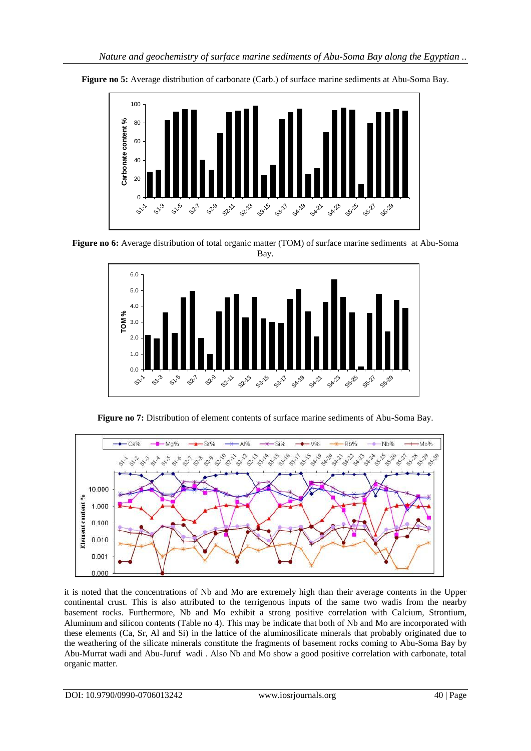**Figure no 5:** Average distribution of carbonate (Carb.) of surface marine sediments at Abu-Soma Bay.

**Figure no 6:** Average distribution of total organic matter (TOM) of surface marine sediments at Abu-Soma Bay.

**Figure no 7:** Distribution of element contents of surface marine sediments of Abu-Soma Bay.

it is noted that the concentrations of Nb and Mo are extremely high than their average contents in the Upper continental crust. This is also attributed to the terrigenous inputs of the same two wadis from the nearby basement rocks. Furthermore, Nb and Mo exhibit a strong positive correlation with Calcium, Strontium, Aluminum and silicon contents (Table no 4). This may be indicate that both of Nb and Mo are incorporated with these elements (Ca, Sr, Al and Si) in the lattice of the aluminosilicate minerals that probably originated due to the weathering of the silicate minerals constitute the fragments of basement rocks coming to Abu-Soma Bay by Abu-Murrat wadi and Abu-Juruf wadi . Also Nb and Mo show a good positive correlation with carbonate, total organic matter.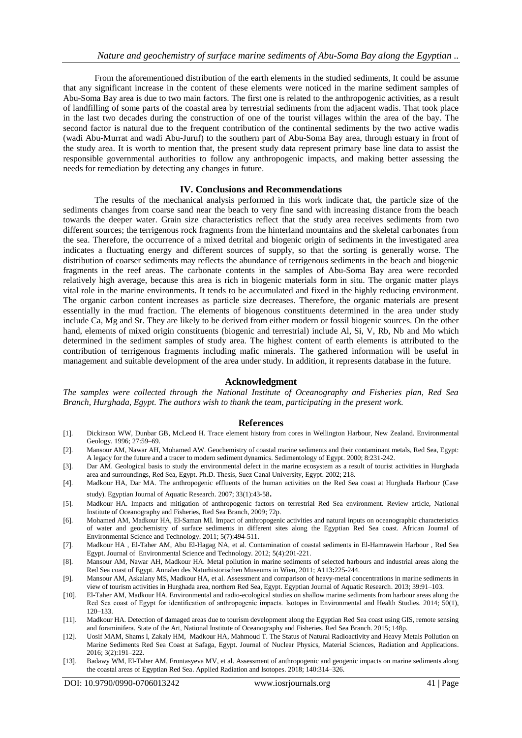From the aforementioned distribution of the earth elements in the studied sediments, It could be assume that any significant increase in the content of these elements were noticed in the marine sediment samples of Abu-Soma Bay area is due to two main factors. The first one is related to the anthropogenic activities, as a result of landfilling of some parts of the coastal area by terrestrial sediments from the adjacent wadis. That took place in the last two decades during the construction of one of the tourist villages within the area of the bay. The second factor is natural due to the frequent contribution of the continental sediments by the two active wadis (wadi Abu-Murrat and wadi Abu-Juruf) to the southern part of Abu-Soma Bay area, through estuary in front of the study area. It is worth to mention that, the present study data represent primary base line data to assist the responsible governmental authorities to follow any anthropogenic impacts, and making better assessing the needs for remediation by detecting any changes in future.

## IV. Conclusions and Recommendations

The results of the mechanical analysis performed in this work indicate that, the particle size of the sediments changes from coarse sand near the beach to very fine sand with increasing distance from the beach towards the deeper water. Grain size characteristics reflect that the study area receives sediments from two different sources; the terrigenous rock fragments from the hinterland mountains and the skeletal carbonates from the sea. Therefore, the occurrence of a mixed detrital and biogenic origin of sediments in the investigated area indicates a fluctuating energy and different sources of supply, so that the sorting is generally worse. The distribution of coarser sediments may reflects the abundance of terrigenous sediments in the beach and biogenic fragments in the reef areas. The carbonate contents in the samples of Abu-Soma Bay area were recorded relatively high average, because this area is rich in biogenic materials form in situ. The organic matter plays vital role in the marine environments. It tends to be accumulated and fixed in the highly reducing environment. The organic carbon content increases as particle size decreases. Therefore, the organic materials are present essentially in the mud fraction. The elements of biogenous constituents determined in the area under study include Ca, Mg and Sr. They are likely to be derived from either modern or fossil biogenic sources. On the other hand, elements of mixed origin constituents (biogenic and terrestrial) include Al, Si, V, Rb, Nb and Mo which determined in the sediment samples of study area. The highest content of earth elements is attributed to the contribution of terrigenous fragments including mafic minerals. The gathered information will be useful in management and suitable development of the area under study. In addition, it represents database in the future.

## Acknowledgment

*The samples were collected through the National Institute of Oceanography and Fisheries plan, Red Sea Branch, Hurghada, Egypt. The authors wish to thank the team, participating in the present work.*

## References

[1]. Dickinson WW, Dunbar GB, McLeod H. Trace element history from cores in Wellington Harbour, New Zealand. Environmental Geology. 1996; 27:59–69.

[2]. Mansour AM, Nawar AH, Mohamed AW. Geochemistry of coastal marine sediments and their contaminant metals, Red Sea, Egypt: A legacy for the future and a tracer to modern sediment dynamics. Sedimentology of Egypt. 2000; 8:231-242.

[3]. Dar AM. Geological basis to study the environmental defect in the marine ecosystem as a result of tourist activities in Hurghada area and surroundings, Red Sea, Egypt. Ph.D. Thesis, Suez Canal University, Egypt. 2002; 218.

[4]. Madkour HA, Dar MA. The anthropogenic effluents of the human activities on the Red Sea coast at Hurghada Harbour (Case study). Egyptian Journal of Aquatic Research. 2007; 33(1):43-58.

[5]. Madkour HA. Impacts and mitigation of anthropogenic factors on terrestrial Red Sea environment. Review article, National Institute of Oceanography and Fisheries, Red Sea Branch, 2009; 72p.

[6]. Mohamed AM, Madkour HA, El-Saman MI. Impact of anthropogenic activities and natural inputs on oceanographic characteristics of water and geochemistry of surface sediments in different sites along the Egyptian Red Sea coast. African Journal of Environmental Science and Technology. 2011; 5(7):494-511.

[7]. Madkour HA , El-Taher AM, Abu El-Hagag NA, et al. Contamination of coastal sediments in El-Hamrawein Harbour , Red Sea Egypt. Journal of Environmental Science and Technology. 2012; 5(4):201-221.

[8]. Mansour AM, Nawar AH, Madkour HA. Metal pollution in marine sediments of selected harbours and industrial areas along the Red Sea coast of Egypt. Annalen des Naturhistorischen Museums in Wien, 2011; A113:225-244.

[9]. Mansour AM, Askalany MS, Madkour HA, et al. Assessment and comparison of heavy-metal concentrations in marine sediments in view of tourism activities in Hurghada area, northern Red Sea, Egypt. Egyptian Journal of Aquatic Research. 2013; 39:91–103.

[10]. El-Taher AM, Madkour HA. Environmental and radio-ecological studies on shallow marine sediments from harbour areas along the Red Sea coast of Egypt for identification of anthropogenic impacts. Isotopes in Environmental and Health Studies. 2014; 50(1), 120–133.

[11]. Madkour HA. Detection of damaged areas due to tourism development along the Egyptian Red Sea coast using GIS, remote sensing and foraminifera. State of the Art, National Institute of Oceanography and Fisheries, Red Sea Branch. 2015; 148p.

[12]. Uosif MAM, Shams I, Zakaly HM, Madkour HA, Mahmoud T. The Status of Natural Radioactivity and Heavy Metals Pollution on Marine Sediments Red Sea Coast at Safaga, Egypt. Journal of Nuclear Physics, Material Sciences, Radiation and Applications. 2016; 3(2):191–222.

[13]. Badawy WM, El-Taher AM, Frontasyeva MV, et al. Assessment of anthropogenic and geogenic impacts on marine sediments along the coastal areas of Egyptian Red Sea. Applied Radiation and Isotopes. 2018; 140:314–326.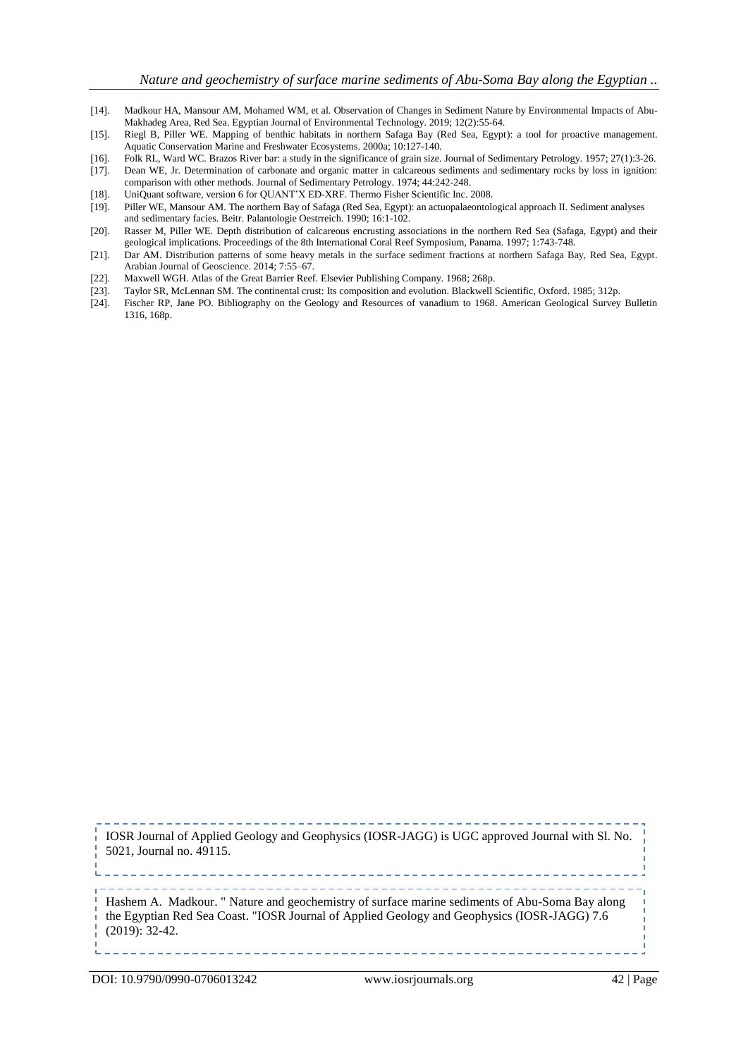[14]. Madkour HA, Mansour AM, Mohamed WM, et al. Observation of Changes in Sediment Nature by Environmental Impacts of Abu-Makhadeg Area, Red Sea. Egyptian Journal of Environmental Technology. 2019; 12(2):55-64.

[15]. Riegl B, Piller WE. Mapping of benthic habitats in northern Safaga Bay (Red Sea, Egypt): a tool for proactive management. Aquatic Conservation Marine and Freshwater Ecosystems. 2000a; 10:127-140.

[16]. Folk RL, Ward WC. Brazos River bar: a study in the significance of grain size. Journal of Sedimentary Petrology. 1957; 27(1):3-26.

[17]. Dean WE, Jr. Determination of carbonate and organic matter in calcareous sediments and sedimentary rocks by loss in ignition: comparison with other methods. Journal of Sedimentary Petrology. 1974; 44:242-248.

[18]. UniQuant software, version 6 for QUANT'X ED-XRF. Thermo Fisher Scientific Inc. 2008.

[19]. Piller WE, Mansour AM. The northern Bay of Safaga (Red Sea, Egypt): an actuopalaeontological approach II. Sediment analyses and sedimentary facies. Beitr. Palantologie Oestrreich. 1990; 16:1-102.

[20]. Rasser M, Piller WE. Depth distribution of calcareous encrusting associations in the northern Red Sea (Safaga, Egypt) and their geological implications. Proceedings of the 8th International Coral Reef Symposium, Panama. 1997; 1:743-748.

[21]. Dar AM. Distribution patterns of some heavy metals in the surface sediment fractions at northern Safaga Bay, Red Sea, Egypt. Arabian Journal of Geoscience. 2014; 7:55–67.

[22]. Maxwell WGH. Atlas of the Great Barrier Reef. Elsevier Publishing Company. 1968; 268p.

[23]. Taylor SR, McLennan SM. The continental crust: Its composition and evolution. Blackwell Scientific, Oxford. 1985; 312p.

[24]. Fischer RP, Jane PO. Bibliography on the Geology and Resources of vanadium to 1968. American Geological Survey Bulletin 1316, 168p.

IOSR Journal of Applied Geology and Geophysics (IOSR-JAGG) is UGC approved Journal with Sl. No. 5021, Journal no. 49115.

Hashem A. Madkour. " Nature and geochemistry of surface marine sediments of Abu-Soma Bay along the Egyptian Red Sea Coast. "IOSR Journal of Applied Geology and Geophysics (IOSR-JAGG) 7.6 (2019): 32-42.